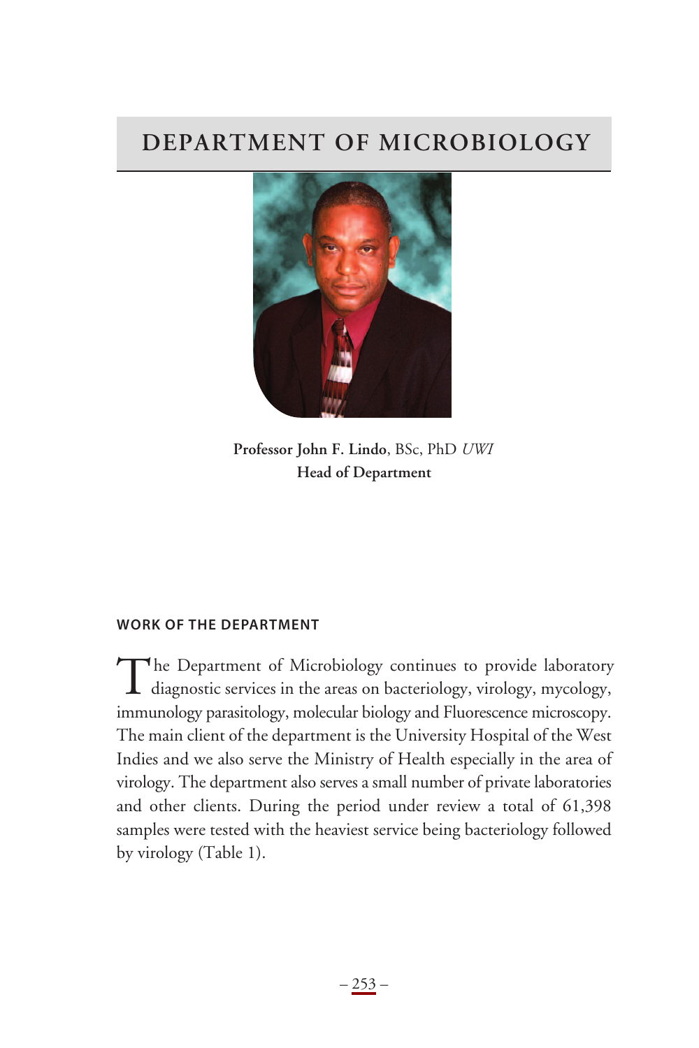# DEPARTMENT OF MICROBIOLOGY

**Professor John F. Lindo**, BSc, PhD *UWI*
**Head of Department**

## WORK OF THE DEPARTMENT

The Department of Microbiology continues to provide laboratory diagnostic services in the areas on bacteriology, virology, mycology, immunology parasitology, molecular biology and Fluorescence microscopy. The main client of the department is the University Hospital of the West Indies and we also serve the Ministry of Health especially in the area of virology. The department also serves a small number of private laboratories and other clients. During the period under review a total of 61,398 samples were tested with the heaviest service being bacteriology followed by virology (Table 1).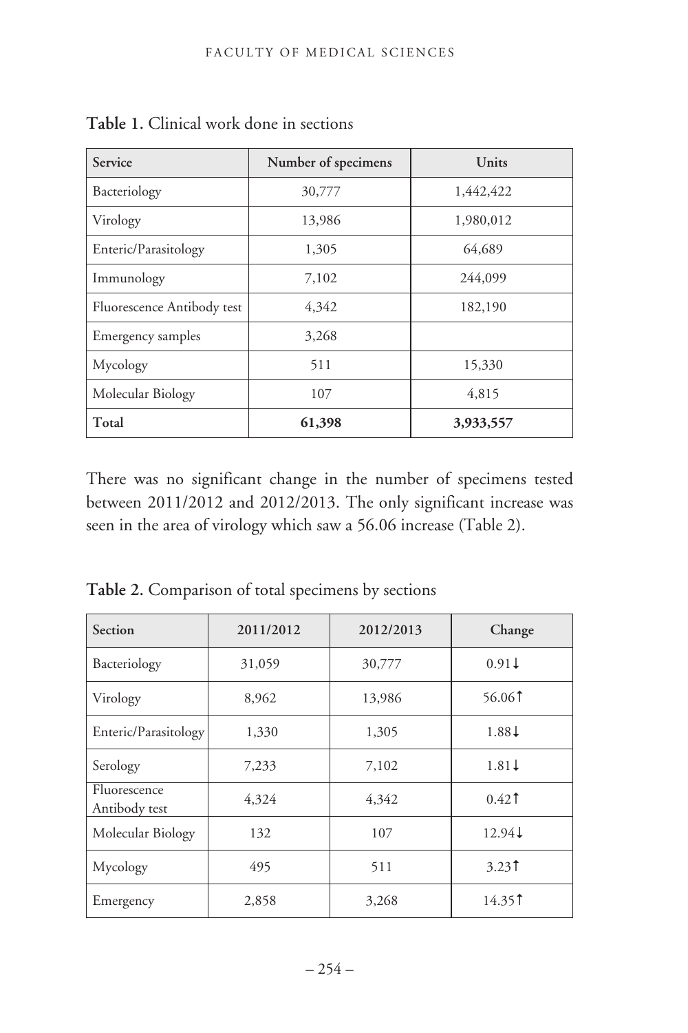**Table 1.** Clinical work done in sections

| Service | Number of specimens | Units |
|---|---|---|
| Bacteriology | 30,777 | 1,442,422 |
| Virology | 13,986 | 1,980,012 |
| Enteric/Parasitology | 1,305 | 64,689 |
| Immunology | 7,102 | 244,099 |
| Fluorescence Antibody test | 4,342 | 182,190 |
| Emergency samples | 3,268 | |
| Mycology | 511 | 15,330 |
| Molecular Biology | 107 | 4,815 |
| **Total** | **61,398** | **3,933,557** |

There was no significant change in the number of specimens tested between 2011/2012 and 2012/2013. The only significant increase was seen in the area of virology which saw a 56.06 increase (Table 2).

**Table 2.** Comparison of total specimens by sections

| Section | 2011/2012 | 2012/2013 | Change |
|---|---|---|---|
| Bacteriology | 31,059 | 30,777 | 0.91↓ |
| Virology | 8,962 | 13,986 | 56.06↑ |
| Enteric/Parasitology | 1,330 | 1,305 | 1.88↓ |
| Serology | 7,233 | 7,102 | 1.81↓ |
| Fluorescence Antibody test | 4,324 | 4,342 | 0.42↑ |
| Molecular Biology | 132 | 107 | 12.94↓ |
| Mycology | 495 | 511 | 3.23↑ |
| Emergency | 2,858 | 3,268 | 14.35↑ |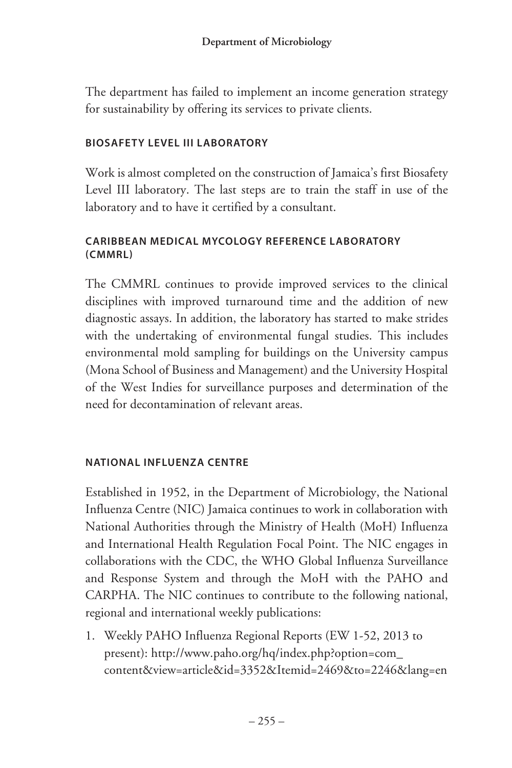The department has failed to implement an income generation strategy for sustainability by offering its services to private clients.

### BIOSAFETY LEVEL III LABORATORY

Work is almost completed on the construction of Jamaica's first Biosafety Level III laboratory. The last steps are to train the staff in use of the laboratory and to have it certified by a consultant.

### CARIBBEAN MEDICAL MYCOLOGY REFERENCE LABORATORY (CMMRL)

The CMMRL continues to provide improved services to the clinical disciplines with improved turnaround time and the addition of new diagnostic assays. In addition, the laboratory has started to make strides with the undertaking of environmental fungal studies. This includes environmental mold sampling for buildings on the University campus (Mona School of Business and Management) and the University Hospital of the West Indies for surveillance purposes and determination of the need for decontamination of relevant areas.

### NATIONAL INFLUENZA CENTRE

Established in 1952, in the Department of Microbiology, the National Influenza Centre (NIC) Jamaica continues to work in collaboration with National Authorities through the Ministry of Health (MoH) Influenza and International Health Regulation Focal Point. The NIC engages in collaborations with the CDC, the WHO Global Influenza Surveillance and Response System and through the MoH with the PAHO and CARPHA. The NIC continues to contribute to the following national, regional and international weekly publications:

1. Weekly PAHO Influenza Regional Reports (EW 1-52, 2013 to present): http://www.paho.org/hq/index.php?option=com_content&view=article&id=3352&Itemid=2469&to=2246&lang=en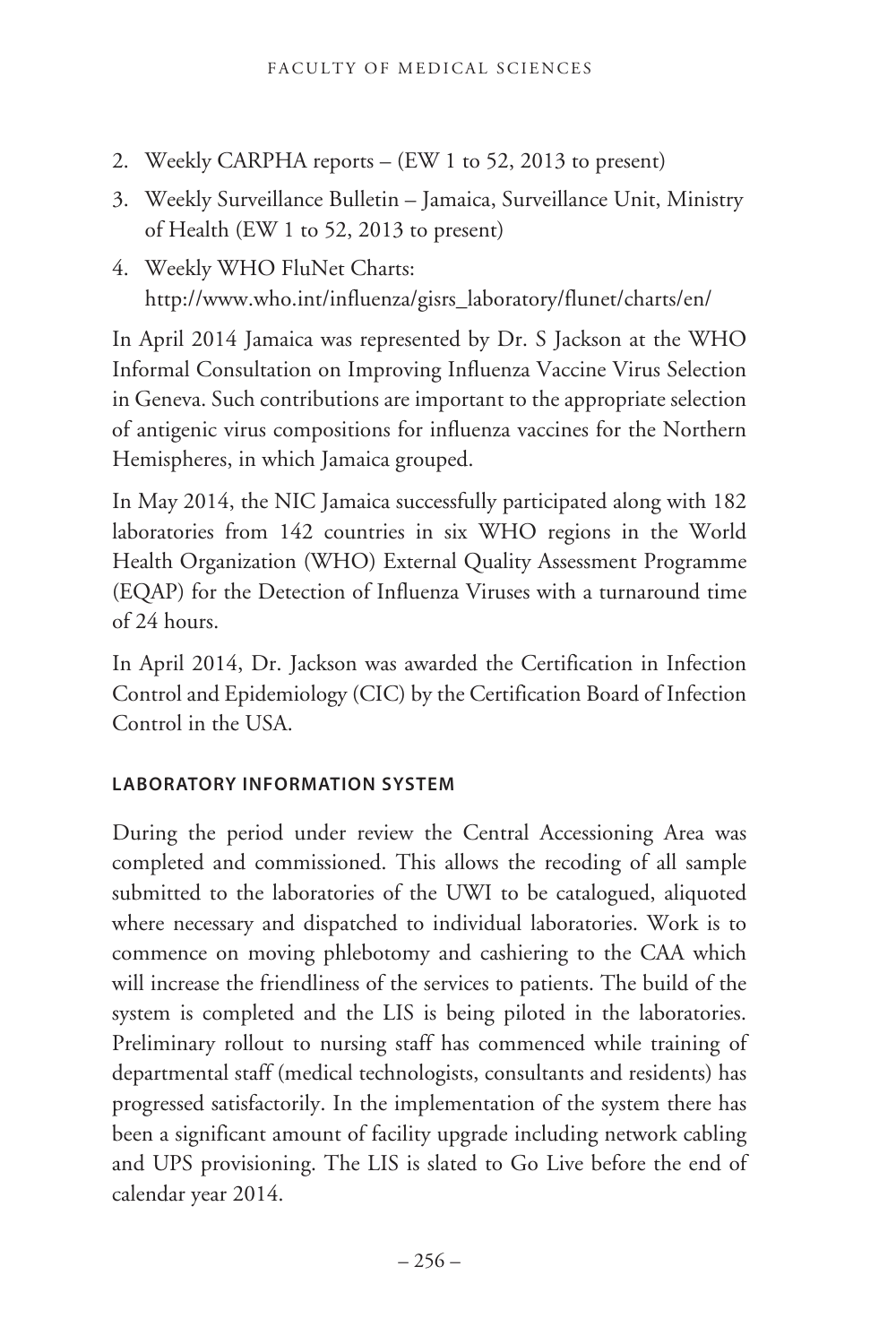2. Weekly CARPHA reports – (EW 1 to 52, 2013 to present)
3. Weekly Surveillance Bulletin – Jamaica, Surveillance Unit, Ministry of Health (EW 1 to 52, 2013 to present)
4. Weekly WHO FluNet Charts: http://www.who.int/influenza/gisrs_laboratory/flunet/charts/en/

In April 2014 Jamaica was represented by Dr. S Jackson at the WHO Informal Consultation on Improving Influenza Vaccine Virus Selection in Geneva. Such contributions are important to the appropriate selection of antigenic virus compositions for influenza vaccines for the Northern Hemispheres, in which Jamaica grouped.

In May 2014, the NIC Jamaica successfully participated along with 182 laboratories from 142 countries in six WHO regions in the World Health Organization (WHO) External Quality Assessment Programme (EQAP) for the Detection of Influenza Viruses with a turnaround time of 24 hours.

In April 2014, Dr. Jackson was awarded the Certification in Infection Control and Epidemiology (CIC) by the Certification Board of Infection Control in the USA.

#### LABORATORY INFORMATION SYSTEM

During the period under review the Central Accessioning Area was completed and commissioned. This allows the recoding of all sample submitted to the laboratories of the UWI to be catalogued, aliquoted where necessary and dispatched to individual laboratories. Work is to commence on moving phlebotomy and cashiering to the CAA which will increase the friendliness of the services to patients. The build of the system is completed and the LIS is being piloted in the laboratories. Preliminary rollout to nursing staff has commenced while training of departmental staff (medical technologists, consultants and residents) has progressed satisfactorily. In the implementation of the system there has been a significant amount of facility upgrade including network cabling and UPS provisioning. The LIS is slated to Go Live before the end of calendar year 2014.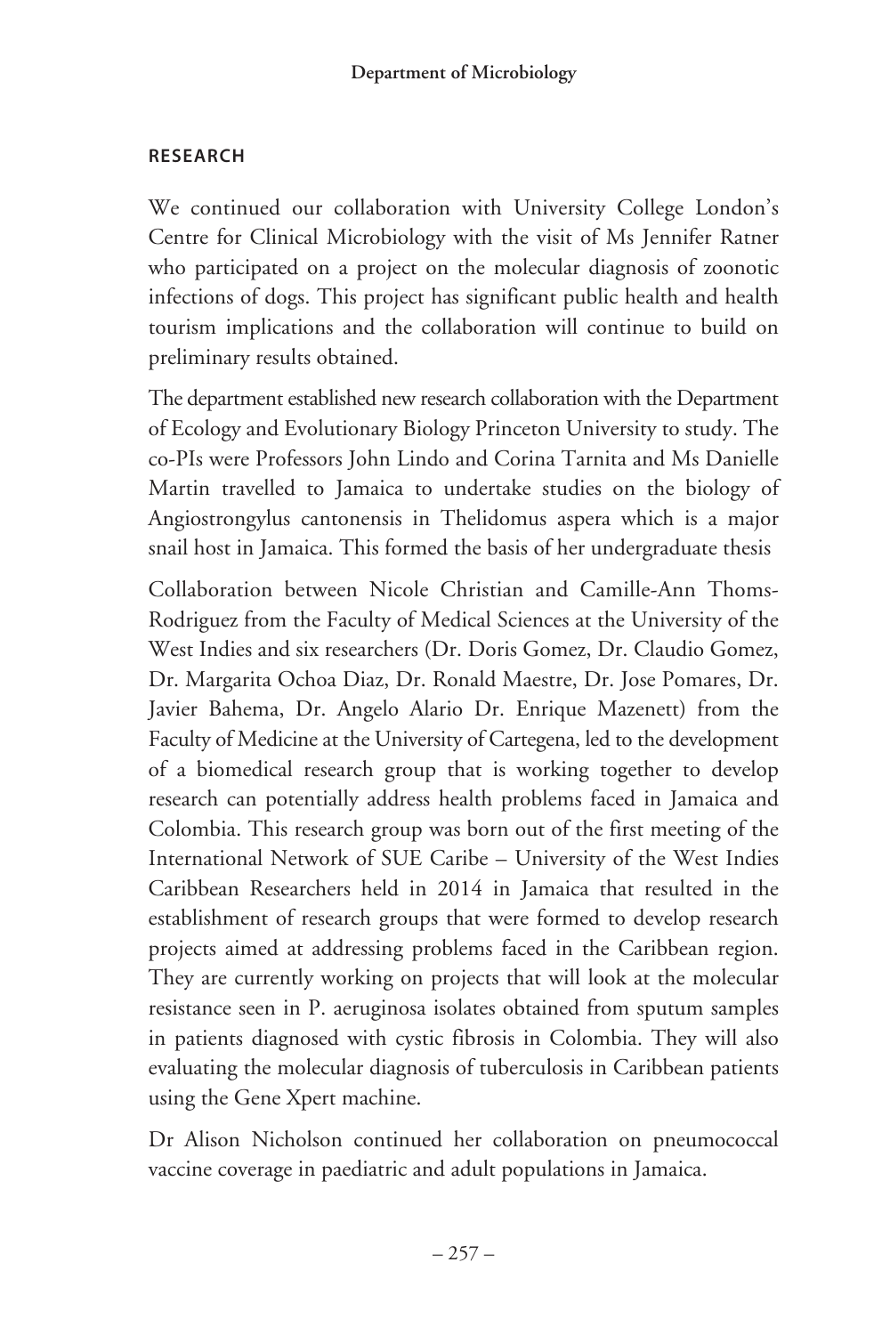## RESEARCH

We continued our collaboration with University College London's Centre for Clinical Microbiology with the visit of Ms Jennifer Ratner who participated on a project on the molecular diagnosis of zoonotic infections of dogs. This project has significant public health and health tourism implications and the collaboration will continue to build on preliminary results obtained.

The department established new research collaboration with the Department of Ecology and Evolutionary Biology Princeton University to study. The co-PIs were Professors John Lindo and Corina Tarnita and Ms Danielle Martin travelled to Jamaica to undertake studies on the biology of Angiostrongylus cantonensis in Thelidomus aspera which is a major snail host in Jamaica. This formed the basis of her undergraduate thesis

Collaboration between Nicole Christian and Camille-Ann Thoms-Rodriguez from the Faculty of Medical Sciences at the University of the West Indies and six researchers (Dr. Doris Gomez, Dr. Claudio Gomez, Dr. Margarita Ochoa Diaz, Dr. Ronald Maestre, Dr. Jose Pomares, Dr. Javier Bahema, Dr. Angelo Alario Dr. Enrique Mazenett) from the Faculty of Medicine at the University of Cartegena, led to the development of a biomedical research group that is working together to develop research can potentially address health problems faced in Jamaica and Colombia. This research group was born out of the first meeting of the International Network of SUE Caribe – University of the West Indies Caribbean Researchers held in 2014 in Jamaica that resulted in the establishment of research groups that were formed to develop research projects aimed at addressing problems faced in the Caribbean region. They are currently working on projects that will look at the molecular resistance seen in P. aeruginosa isolates obtained from sputum samples in patients diagnosed with cystic fibrosis in Colombia. They will also evaluating the molecular diagnosis of tuberculosis in Caribbean patients using the Gene Xpert machine.

Dr Alison Nicholson continued her collaboration on pneumococcal vaccine coverage in paediatric and adult populations in Jamaica.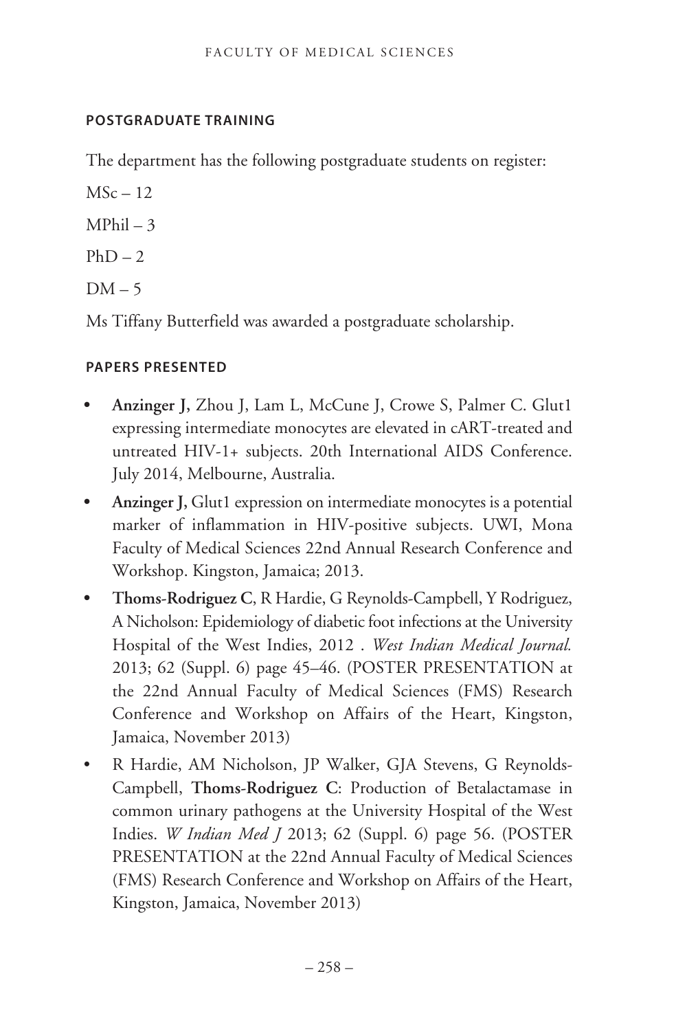#### POSTGRADUATE TRAINING

The department has the following postgraduate students on register:

MSc – 12

MPhil – 3

PhD – 2

DM – 5

Ms Tiffany Butterfield was awarded a postgraduate scholarship.

#### PAPERS PRESENTED

- **Anzinger J,** Zhou J, Lam L, McCune J, Crowe S, Palmer C. Glut1 expressing intermediate monocytes are elevated in cART-treated and untreated HIV-1+ subjects. 20th International AIDS Conference. July 2014, Melbourne, Australia.
- **Anzinger J,** Glut1 expression on intermediate monocytes is a potential marker of inflammation in HIV-positive subjects. UWI, Mona Faculty of Medical Sciences 22nd Annual Research Conference and Workshop. Kingston, Jamaica; 2013.
- **Thoms-Rodriguez C**, R Hardie, G Reynolds-Campbell, Y Rodriguez, A Nicholson: Epidemiology of diabetic foot infections at the University Hospital of the West Indies, 2012 . *West Indian Medical Journal.* 2013; 62 (Suppl. 6) page 45–46. (POSTER PRESENTATION at the 22nd Annual Faculty of Medical Sciences (FMS) Research Conference and Workshop on Affairs of the Heart, Kingston, Jamaica, November 2013)
- R Hardie, AM Nicholson, JP Walker, GJA Stevens, G Reynolds-Campbell, **Thoms-Rodriguez C**: Production of Betalactamase in common urinary pathogens at the University Hospital of the West Indies. *W Indian Med J* 2013; 62 (Suppl. 6) page 56. (POSTER PRESENTATION at the 22nd Annual Faculty of Medical Sciences (FMS) Research Conference and Workshop on Affairs of the Heart, Kingston, Jamaica, November 2013)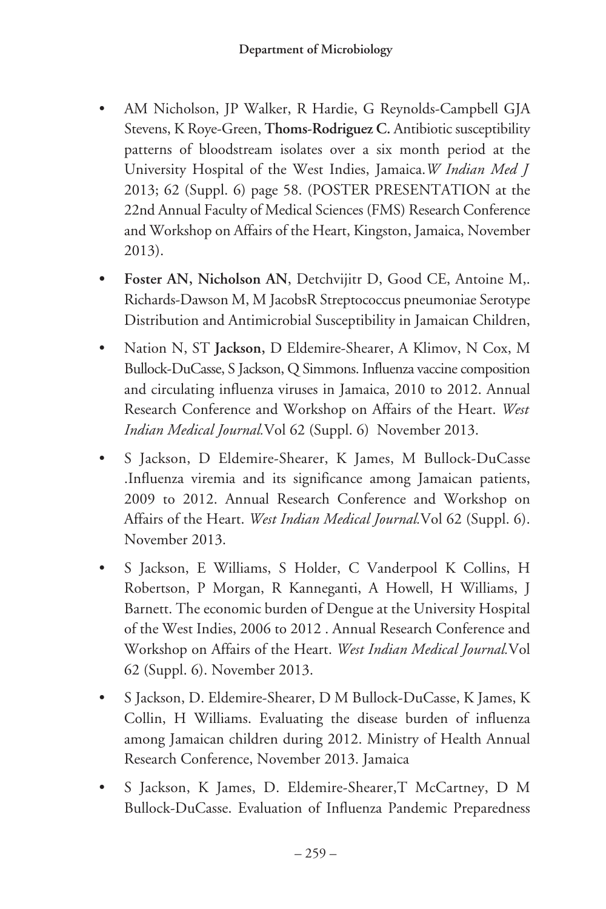- AM Nicholson, JP Walker, R Hardie, G Reynolds-Campbell GJA Stevens, K Roye-Green, **Thoms-Rodriguez C.** Antibiotic susceptibility patterns of bloodstream isolates over a six month period at the University Hospital of the West Indies, Jamaica.*W Indian Med J* 2013; 62 (Suppl. 6) page 58. (POSTER PRESENTATION at the 22nd Annual Faculty of Medical Sciences (FMS) Research Conference and Workshop on Affairs of the Heart, Kingston, Jamaica, November 2013).
- **Foster AN, Nicholson AN**, Detchvijitr D, Good CE, Antoine M,. Richards-Dawson M, M JacobsR Streptococcus pneumoniae Serotype Distribution and Antimicrobial Susceptibility in Jamaican Children,
- Nation N, ST **Jackson,** D Eldemire-Shearer, A Klimov, N Cox, M Bullock-DuCasse, S Jackson, Q Simmons. Influenza vaccine composition and circulating influenza viruses in Jamaica, 2010 to 2012. Annual Research Conference and Workshop on Affairs of the Heart. *West Indian Medical Journal.*Vol 62 (Suppl. 6) November 2013.
- S Jackson, D Eldemire-Shearer, K James, M Bullock-DuCasse .Influenza viremia and its significance among Jamaican patients, 2009 to 2012. Annual Research Conference and Workshop on Affairs of the Heart. *West Indian Medical Journal.*Vol 62 (Suppl. 6). November 2013.
- S Jackson, E Williams, S Holder, C Vanderpool K Collins, H Robertson, P Morgan, R Kanneganti, A Howell, H Williams, J Barnett. The economic burden of Dengue at the University Hospital of the West Indies, 2006 to 2012 . Annual Research Conference and Workshop on Affairs of the Heart. *West Indian Medical Journal.*Vol 62 (Suppl. 6). November 2013.
- S Jackson, D. Eldemire-Shearer, D M Bullock-DuCasse, K James, K Collin, H Williams. Evaluating the disease burden of influenza among Jamaican children during 2012. Ministry of Health Annual Research Conference, November 2013. Jamaica
- S Jackson, K James, D. Eldemire-Shearer,T McCartney, D M Bullock-DuCasse. Evaluation of Influenza Pandemic Preparedness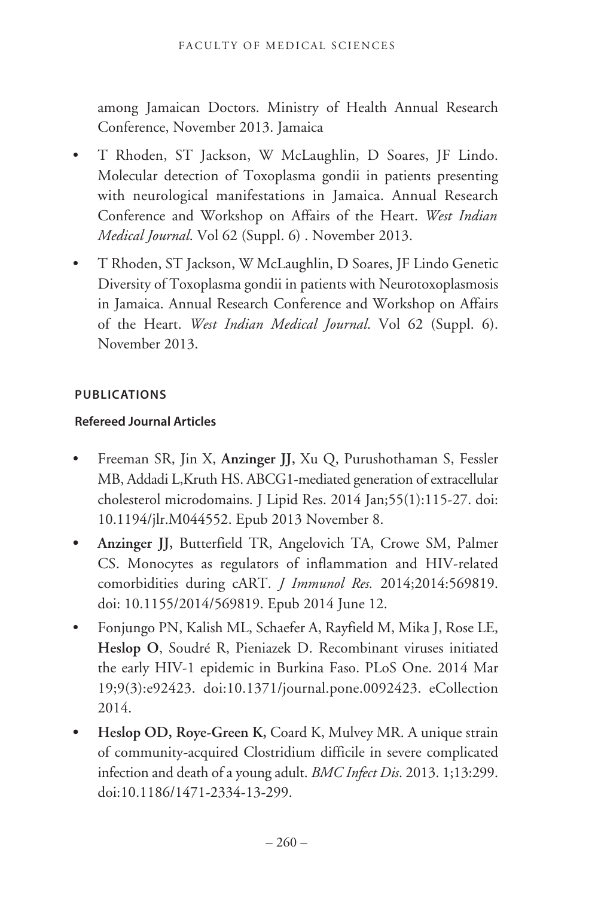among Jamaican Doctors. Ministry of Health Annual Research Conference, November 2013. Jamaica

- T Rhoden, ST Jackson, W McLaughlin, D Soares, JF Lindo. Molecular detection of Toxoplasma gondii in patients presenting with neurological manifestations in Jamaica. Annual Research Conference and Workshop on Affairs of the Heart. *West Indian Medical Journal*. Vol 62 (Suppl. 6) . November 2013.
- T Rhoden, ST Jackson, W McLaughlin, D Soares, JF Lindo Genetic Diversity of Toxoplasma gondii in patients with Neurotoxoplasmosis in Jamaica. Annual Research Conference and Workshop on Affairs of the Heart. *West Indian Medical Journal*. Vol 62 (Suppl. 6). November 2013.

## PUBLICATIONS

### Refereed Journal Articles

- Freeman SR, Jin X, **Anzinger JJ,** Xu Q, Purushothaman S, Fessler MB, Addadi L,Kruth HS. ABCG1-mediated generation of extracellular cholesterol microdomains. J Lipid Res. 2014 Jan;55(1):115-27. doi: 10.1194/jlr.M044552. Epub 2013 November 8.
- **Anzinger JJ,** Butterfield TR, Angelovich TA, Crowe SM, Palmer CS. Monocytes as regulators of inflammation and HIV-related comorbidities during cART. *J Immunol Res.* 2014;2014:569819. doi: 10.1155/2014/569819. Epub 2014 June 12.
- Fonjungo PN, Kalish ML, Schaefer A, Rayfield M, Mika J, Rose LE, **Heslop O**, Soudré R, Pieniazek D. Recombinant viruses initiated the early HIV-1 epidemic in Burkina Faso. PLoS One. 2014 Mar 19;9(3):e92423. doi:10.1371/journal.pone.0092423. eCollection 2014.
- **Heslop OD, Roye-Green K,** Coard K, Mulvey MR. A unique strain of community-acquired Clostridium difficile in severe complicated infection and death of a young adult. *BMC Infect Dis*. 2013. 1;13:299. doi:10.1186/1471-2334-13-299.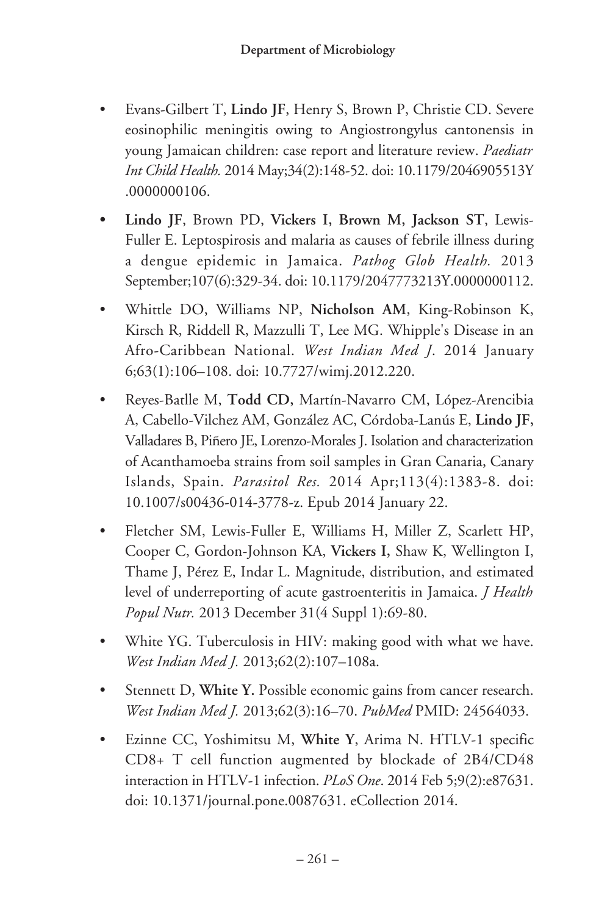- Evans-Gilbert T, **Lindo JF**, Henry S, Brown P, Christie CD. Severe eosinophilic meningitis owing to Angiostrongylus cantonensis in young Jamaican children: case report and literature review. *Paediatr Int Child Health.* 2014 May;34(2):148-52. doi: 10.1179/2046905513Y.0000000106.

- **Lindo JF**, Brown PD, **Vickers I, Brown M, Jackson ST**, Lewis-Fuller E. Leptospirosis and malaria as causes of febrile illness during a dengue epidemic in Jamaica. *Pathog Glob Health.* 2013 September;107(6):329-34. doi: 10.1179/2047773213Y.0000000112.

- Whittle DO, Williams NP, **Nicholson AM**, King-Robinson K, Kirsch R, Riddell R, Mazzulli T, Lee MG. Whipple's Disease in an Afro-Caribbean National. *West Indian Med J*. 2014 January 6;63(1):106–108. doi: 10.7727/wimj.2012.220.

- Reyes-Batlle M, **Todd CD,** Martín-Navarro CM, López-Arencibia A, Cabello-Vilchez AM, González AC, Córdoba-Lanús E, **Lindo JF,** Valladares B, Piñero JE, Lorenzo-Morales J. Isolation and characterization of Acanthamoeba strains from soil samples in Gran Canaria, Canary Islands, Spain. *Parasitol Res.* 2014 Apr;113(4):1383-8. doi: 10.1007/s00436-014-3778-z. Epub 2014 January 22.

- Fletcher SM, Lewis-Fuller E, Williams H, Miller Z, Scarlett HP, Cooper C, Gordon-Johnson KA, **Vickers I,** Shaw K, Wellington I, Thame J, Pérez E, Indar L. Magnitude, distribution, and estimated level of underreporting of acute gastroenteritis in Jamaica. *J Health Popul Nutr.* 2013 December 31(4 Suppl 1):69-80.

- White YG. Tuberculosis in HIV: making good with what we have. *West Indian Med J.* 2013;62(2):107–108a.

- Stennett D, **White Y.** Possible economic gains from cancer research. *West Indian Med J.* 2013;62(3):16–70. *PubMed* PMID: 24564033.

- Ezinne CC, Yoshimitsu M, **White Y**, Arima N. HTLV-1 specific CD8+ T cell function augmented by blockade of 2B4/CD48 interaction in HTLV-1 infection. *PLoS One*. 2014 Feb 5;9(2):e87631. doi: 10.1371/journal.pone.0087631. eCollection 2014.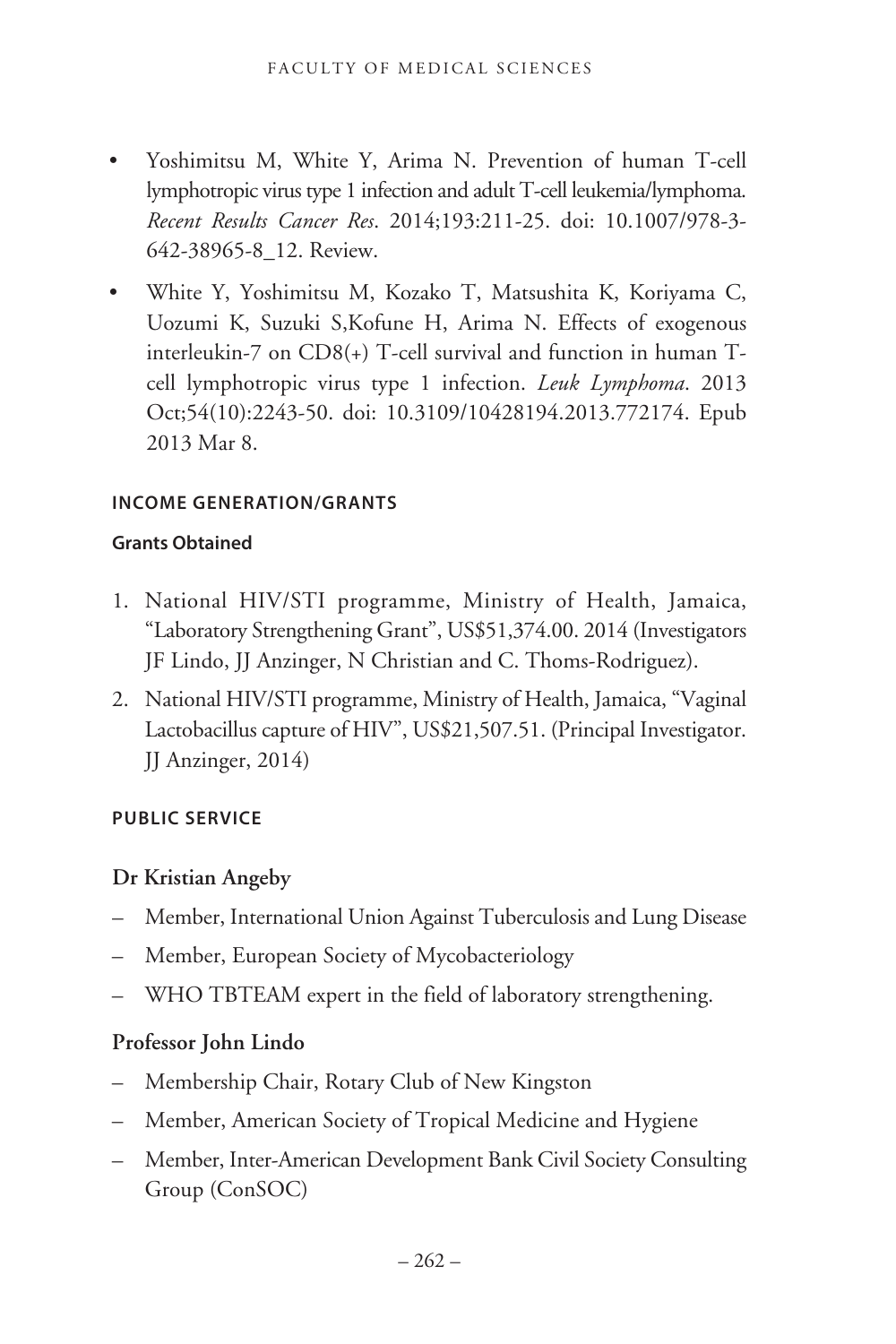- Yoshimitsu M, White Y, Arima N. Prevention of human T-cell lymphotropic virus type 1 infection and adult T-cell leukemia/lymphoma. *Recent Results Cancer Res*. 2014;193:211-25. doi: 10.1007/978-3-642-38965-8_12. Review.
- White Y, Yoshimitsu M, Kozako T, Matsushita K, Koriyama C, Uozumi K, Suzuki S,Kofune H, Arima N. Effects of exogenous interleukin-7 on CD8(+) T-cell survival and function in human T-cell lymphotropic virus type 1 infection. *Leuk Lymphoma*. 2013 Oct;54(10):2243-50. doi: 10.3109/10428194.2013.772174. Epub 2013 Mar 8.

## INCOME GENERATION/GRANTS

### Grants Obtained

1. National HIV/STI programme, Ministry of Health, Jamaica, "Laboratory Strengthening Grant", US$51,374.00. 2014 (Investigators JF Lindo, JJ Anzinger, N Christian and C. Thoms-Rodriguez).
2. National HIV/STI programme, Ministry of Health, Jamaica, "Vaginal Lactobacillus capture of HIV", US$21,507.51. (Principal Investigator. JJ Anzinger, 2014)

## PUBLIC SERVICE

**Dr Kristian Angeby**

- Member, International Union Against Tuberculosis and Lung Disease
- Member, European Society of Mycobacteriology
- WHO TBTEAM expert in the field of laboratory strengthening.

**Professor John Lindo**

- Membership Chair, Rotary Club of New Kingston
- Member, American Society of Tropical Medicine and Hygiene
- Member, Inter-American Development Bank Civil Society Consulting Group (ConSOC)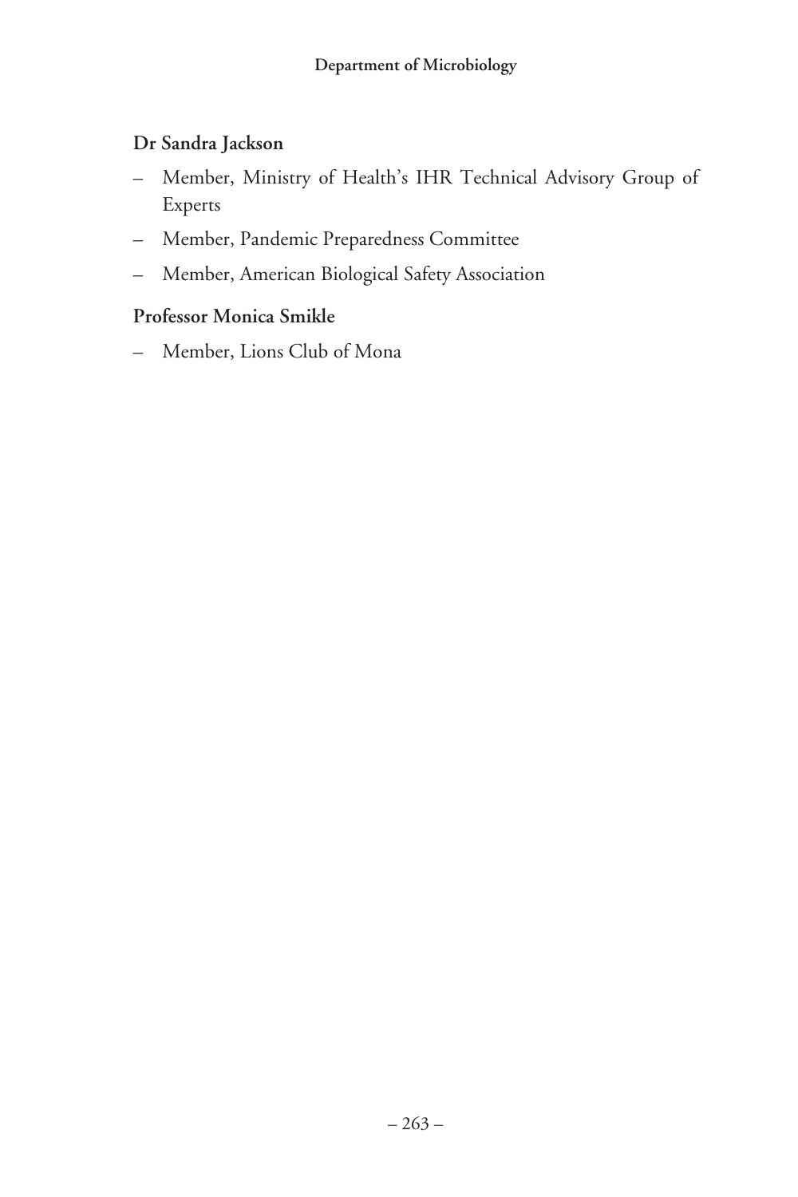**Dr Sandra Jackson**

- Member, Ministry of Health's IHR Technical Advisory Group of Experts
- Member, Pandemic Preparedness Committee
- Member, American Biological Safety Association

**Professor Monica Smikle**

- Member, Lions Club of Mona